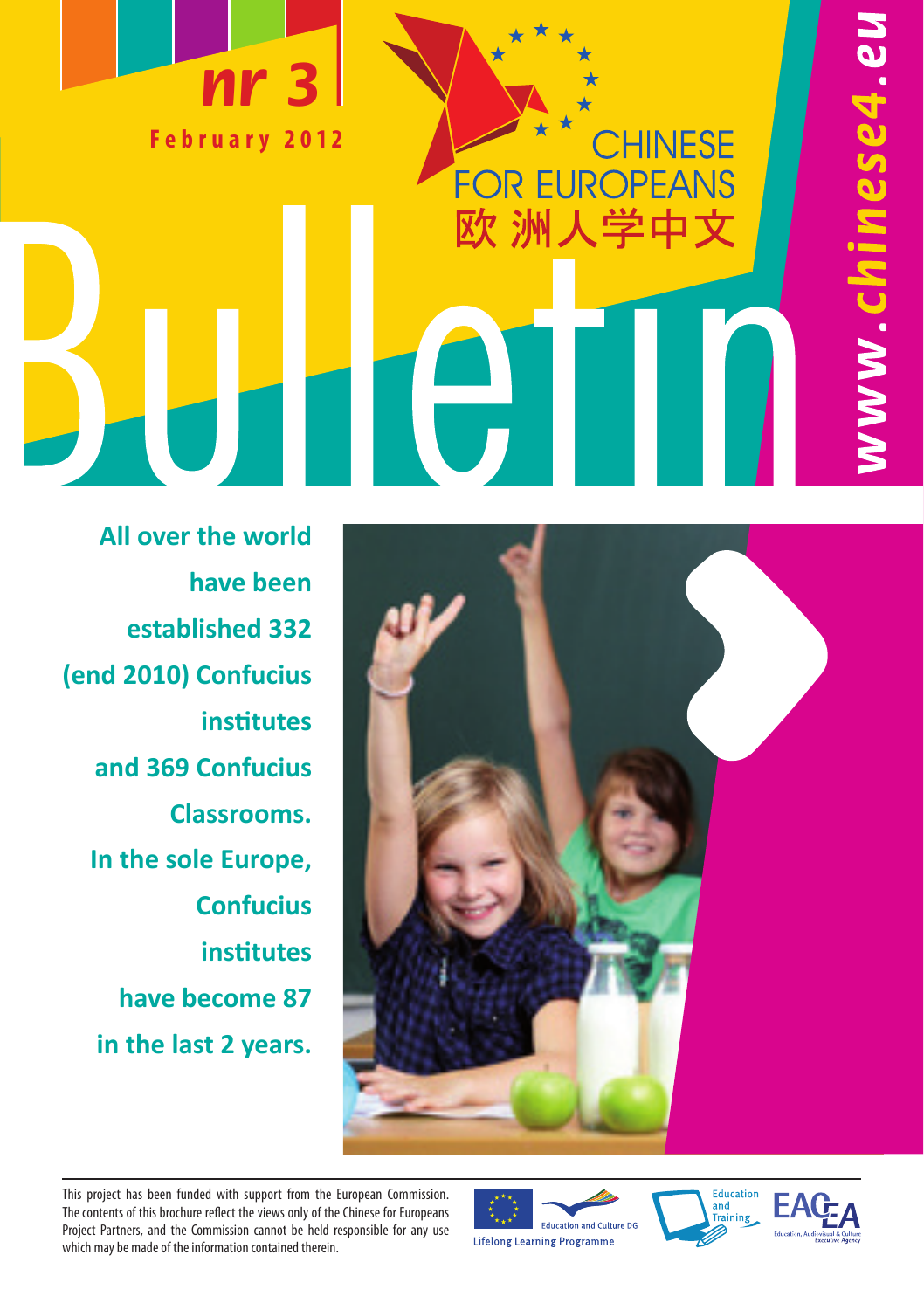# Bulletin

**nr 3**

**February 2012**

CHINESE
FOR EUROPEANS
欧洲人学中文

*www.chinese4.eu*

**All over the world have been established 332 (end 2010) Confucius institutes and 369 Confucius Classrooms. In the sole Europe, Confucius institutes have become 87 in the last 2 years.**

This project has been funded with support from the European Commission. The contents of this brochure reflect the views only of the Chinese for Europeans Project Partners, and the Commission cannot be held responsible for any use which may be made of the information contained therein.

Education and Culture DG
Lifelong Learning Programme

Education and Training

EACEA
Education, Audiovisual & Culture Executive Agency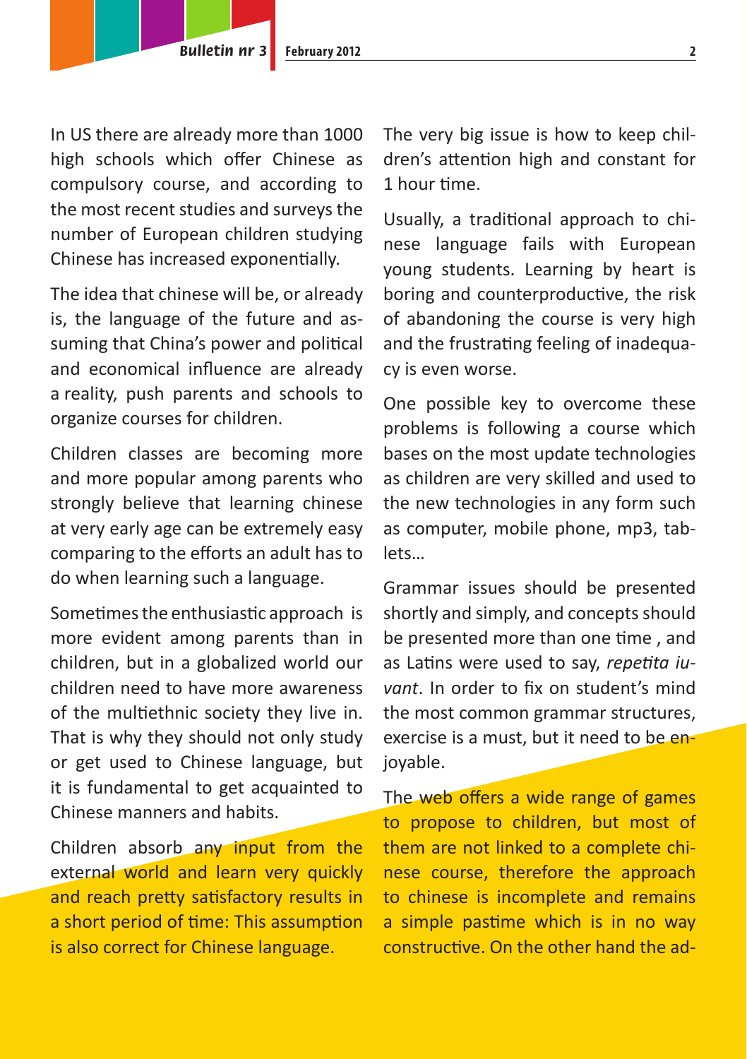In US there are already more than 1000 high schools which offer Chinese as compulsory course, and according to the most recent studies and surveys the number of European children studying Chinese has increased exponentially.

The idea that chinese will be, or already is, the language of the future and assuming that China's power and political and economical influence are already a reality, push parents and schools to organize courses for children.

Children classes are becoming more and more popular among parents who strongly believe that learning chinese at very early age can be extremely easy comparing to the efforts an adult has to do when learning such a language.

Sometimes the enthusiastic approach is more evident among parents than in children, but in a globalized world our children need to have more awareness of the multiethnic society they live in. That is why they should not only study or get used to Chinese language, but it is fundamental to get acquainted to Chinese manners and habits.

Children absorb any input from the external world and learn very quickly and reach pretty satisfactory results in a short period of time: This assumption is also correct for Chinese language.

The very big issue is how to keep children's attention high and constant for 1 hour time.

Usually, a traditional approach to chinese language fails with European young students. Learning by heart is boring and counterproductive, the risk of abandoning the course is very high and the frustrating feeling of inadequacy is even worse.

One possible key to overcome these problems is following a course which bases on the most update technologies as children are very skilled and used to the new technologies in any form such as computer, mobile phone, mp3, tablets…

Grammar issues should be presented shortly and simply, and concepts should be presented more than one time , and as Latins were used to say, *repetita iuvant*. In order to fix on student's mind the most common grammar structures, exercise is a must, but it need to be enjoyable.

The web offers a wide range of games to propose to children, but most of them are not linked to a complete chinese course, therefore the approach to chinese is incomplete and remains a simple pastime which is in no way constructive. On the other hand the ad-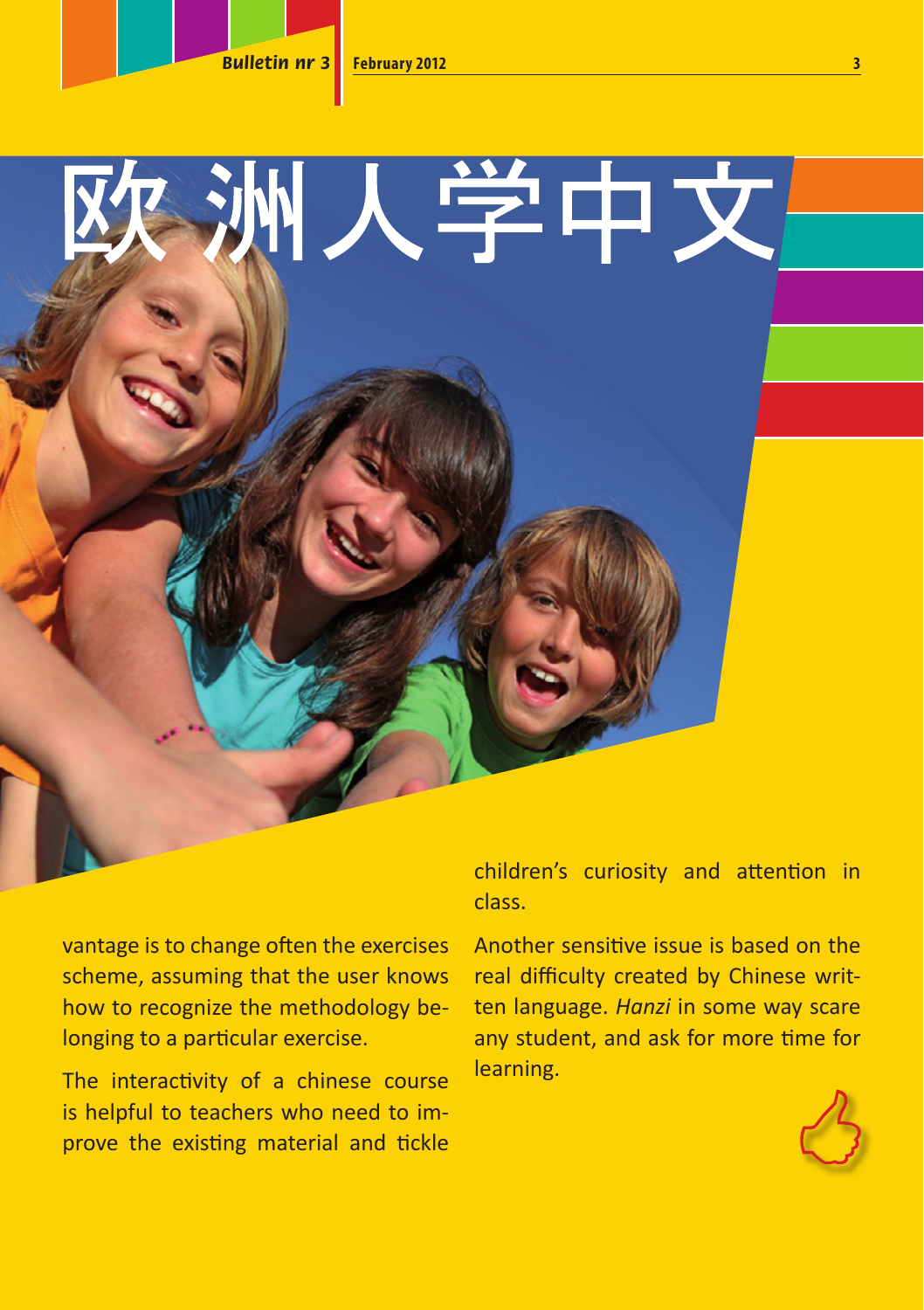# 欧洲人学中文

vantage is to change often the exercises scheme, assuming that the user knows how to recognize the methodology belonging to a particular exercise.

The interactivity of a chinese course is helpful to teachers who need to improve the existing material and tickle children's curiosity and attention in class.

Another sensitive issue is based on the real difficulty created by Chinese written language. *Hanzi* in some way scare any student, and ask for more time for learning.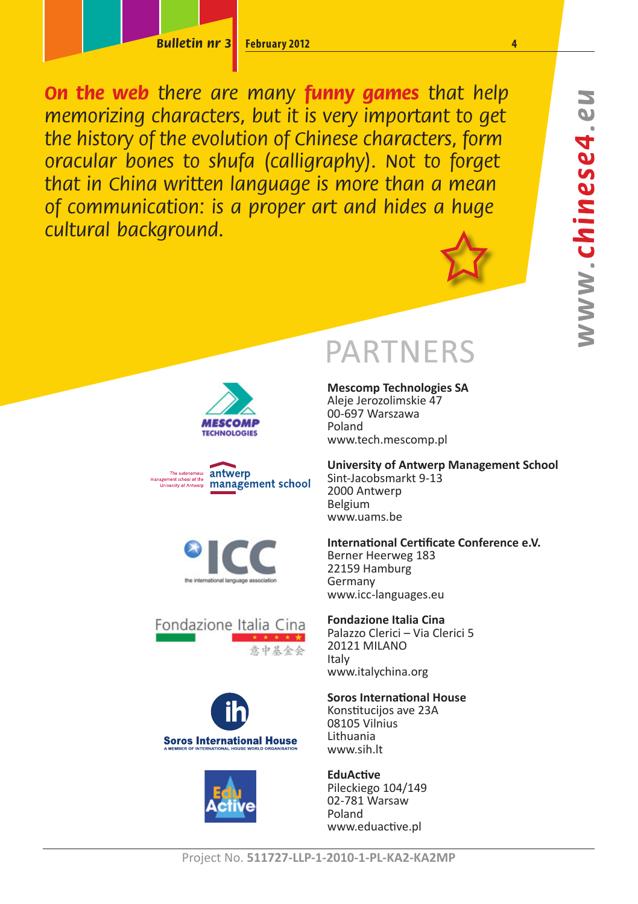**On the web** there are many **funny games** that help memorizing characters, but it is very important to get the history of the evolution of Chinese characters, form oracular bones to shufa (calligraphy). Not to forget that in China written language is more than a mean of communication: is a proper art and hides a huge cultural background.

# PARTNERS

**Mescomp Technologies SA**
Aleje Jerozolimskie 47
00-697 Warszawa
Poland
www.tech.mescomp.pl

**University of Antwerp Management School**
Sint-Jacobsmarkt 9-13
2000 Antwerp
Belgium
www.uams.be

**International Certificate Conference e.V.**
Berner Heerweg 183
22159 Hamburg
Germany
www.icc-languages.eu

**Fondazione Italia Cina**
Palazzo Clerici – Via Clerici 5
20121 MILANO
Italy
www.italychina.org

**Soros International House**
Konstitucijos ave 23A
08105 Vilnius
Lithuania
www.sih.lt

**EduActive**
Pileckiego 104/149
02-781 Warsaw
Poland
www.eduactive.pl

Project No. **511727-LLP-1-2010-1-PL-KA2-KA2MP**